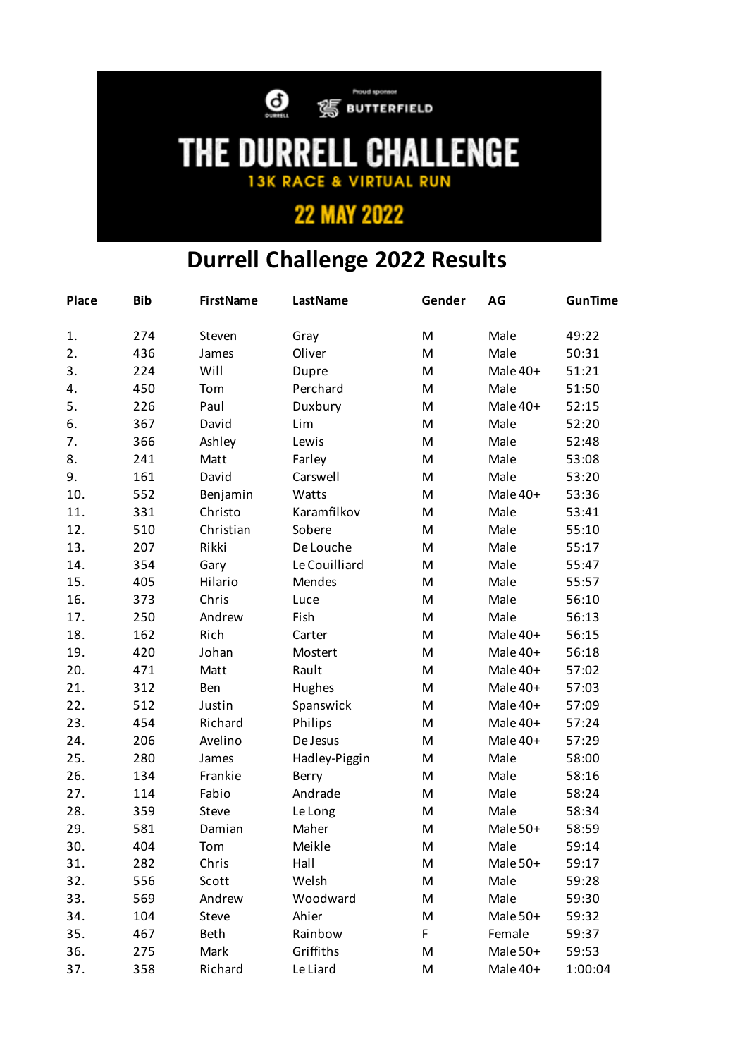THE DURRELL CHALLENGE

13K RACE & VIRTUAL RUN

22 MAY 2022

# Durrell Challenge 2022 Results

| Place | Bib | FirstName | LastName | Gender | AG | GunTime |
|---|---|---|---|---|---|---|
| 1. | 274 | Steven | Gray | M | Male | 49:22 |
| 2. | 436 | James | Oliver | M | Male | 50:31 |
| 3. | 224 | Will | Dupre | M | Male 40+ | 51:21 |
| 4. | 450 | Tom | Perchard | M | Male | 51:50 |
| 5. | 226 | Paul | Duxbury | M | Male 40+ | 52:15 |
| 6. | 367 | David | Lim | M | Male | 52:20 |
| 7. | 366 | Ashley | Lewis | M | Male | 52:48 |
| 8. | 241 | Matt | Farley | M | Male | 53:08 |
| 9. | 161 | David | Carswell | M | Male | 53:20 |
| 10. | 552 | Benjamin | Watts | M | Male 40+ | 53:36 |
| 11. | 331 | Christo | Karamfilkov | M | Male | 53:41 |
| 12. | 510 | Christian | Sobere | M | Male | 55:10 |
| 13. | 207 | Rikki | De Louche | M | Male | 55:17 |
| 14. | 354 | Gary | Le Couilliard | M | Male | 55:47 |
| 15. | 405 | Hilario | Mendes | M | Male | 55:57 |
| 16. | 373 | Chris | Luce | M | Male | 56:10 |
| 17. | 250 | Andrew | Fish | M | Male | 56:13 |
| 18. | 162 | Rich | Carter | M | Male 40+ | 56:15 |
| 19. | 420 | Johan | Mostert | M | Male 40+ | 56:18 |
| 20. | 471 | Matt | Rault | M | Male 40+ | 57:02 |
| 21. | 312 | Ben | Hughes | M | Male 40+ | 57:03 |
| 22. | 512 | Justin | Spanswick | M | Male 40+ | 57:09 |
| 23. | 454 | Richard | Philips | M | Male 40+ | 57:24 |
| 24. | 206 | Avelino | De Jesus | M | Male 40+ | 57:29 |
| 25. | 280 | James | Hadley-Piggin | M | Male | 58:00 |
| 26. | 134 | Frankie | Berry | M | Male | 58:16 |
| 27. | 114 | Fabio | Andrade | M | Male | 58:24 |
| 28. | 359 | Steve | Le Long | M | Male | 58:34 |
| 29. | 581 | Damian | Maher | M | Male 50+ | 58:59 |
| 30. | 404 | Tom | Meikle | M | Male | 59:14 |
| 31. | 282 | Chris | Hall | M | Male 50+ | 59:17 |
| 32. | 556 | Scott | Welsh | M | Male | 59:28 |
| 33. | 569 | Andrew | Woodward | M | Male | 59:30 |
| 34. | 104 | Steve | Ahier | M | Male 50+ | 59:32 |
| 35. | 467 | Beth | Rainbow | F | Female | 59:37 |
| 36. | 275 | Mark | Griffiths | M | Male 50+ | 59:53 |
| 37. | 358 | Richard | Le Liard | M | Male 40+ | 1:00:04 |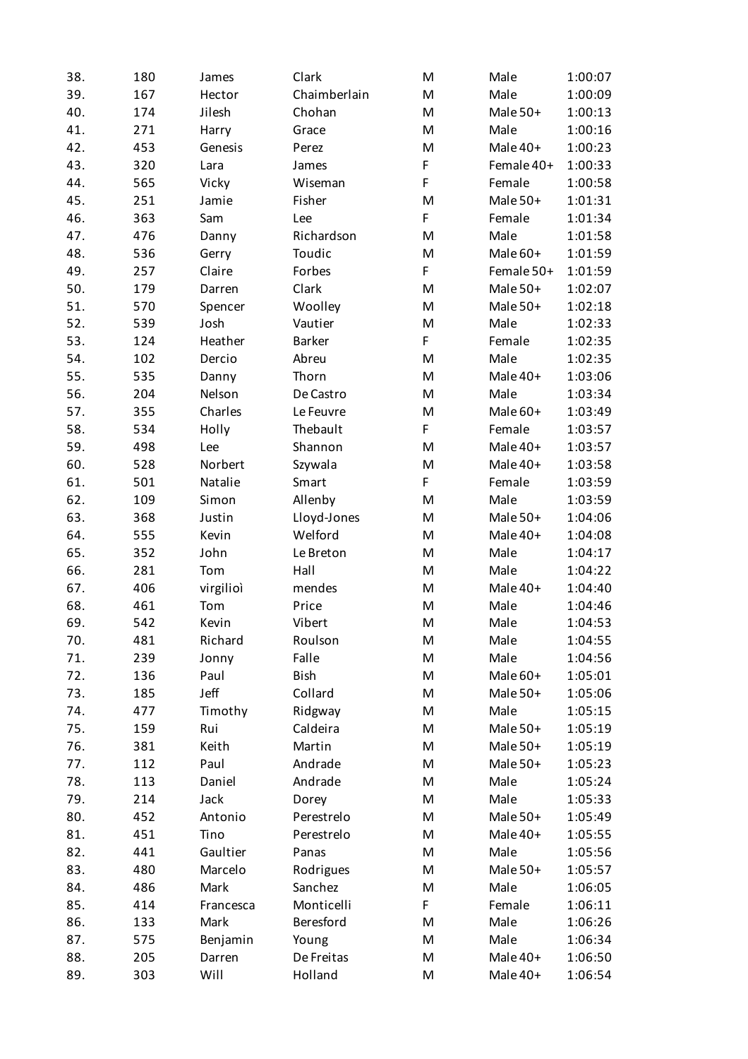| | | | | | | |
|---|---|---|---|---|---|---|
| 38. | 180 | James | Clark | M | Male | 1:00:07 |
| 39. | 167 | Hector | Chaimberlain | M | Male | 1:00:09 |
| 40. | 174 | Jilesh | Chohan | M | Male 50+ | 1:00:13 |
| 41. | 271 | Harry | Grace | M | Male | 1:00:16 |
| 42. | 453 | Genesis | Perez | M | Male 40+ | 1:00:23 |
| 43. | 320 | Lara | James | F | Female 40+ | 1:00:33 |
| 44. | 565 | Vicky | Wiseman | F | Female | 1:00:58 |
| 45. | 251 | Jamie | Fisher | M | Male 50+ | 1:01:31 |
| 46. | 363 | Sam | Lee | F | Female | 1:01:34 |
| 47. | 476 | Danny | Richardson | M | Male | 1:01:58 |
| 48. | 536 | Gerry | Toudic | M | Male 60+ | 1:01:59 |
| 49. | 257 | Claire | Forbes | F | Female 50+ | 1:01:59 |
| 50. | 179 | Darren | Clark | M | Male 50+ | 1:02:07 |
| 51. | 570 | Spencer | Woolley | M | Male 50+ | 1:02:18 |
| 52. | 539 | Josh | Vautier | M | Male | 1:02:33 |
| 53. | 124 | Heather | Barker | F | Female | 1:02:35 |
| 54. | 102 | Dercio | Abreu | M | Male | 1:02:35 |
| 55. | 535 | Danny | Thorn | M | Male 40+ | 1:03:06 |
| 56. | 204 | Nelson | De Castro | M | Male | 1:03:34 |
| 57. | 355 | Charles | Le Feuvre | M | Male 60+ | 1:03:49 |
| 58. | 534 | Holly | Thebault | F | Female | 1:03:57 |
| 59. | 498 | Lee | Shannon | M | Male 40+ | 1:03:57 |
| 60. | 528 | Norbert | Szywala | M | Male 40+ | 1:03:58 |
| 61. | 501 | Natalie | Smart | F | Female | 1:03:59 |
| 62. | 109 | Simon | Allenby | M | Male | 1:03:59 |
| 63. | 368 | Justin | Lloyd-Jones | M | Male 50+ | 1:04:06 |
| 64. | 555 | Kevin | Welford | M | Male 40+ | 1:04:08 |
| 65. | 352 | John | Le Breton | M | Male | 1:04:17 |
| 66. | 281 | Tom | Hall | M | Male | 1:04:22 |
| 67. | 406 | virgilioì | mendes | M | Male 40+ | 1:04:40 |
| 68. | 461 | Tom | Price | M | Male | 1:04:46 |
| 69. | 542 | Kevin | Vibert | M | Male | 1:04:53 |
| 70. | 481 | Richard | Roulson | M | Male | 1:04:55 |
| 71. | 239 | Jonny | Falle | M | Male | 1:04:56 |
| 72. | 136 | Paul | Bish | M | Male 60+ | 1:05:01 |
| 73. | 185 | Jeff | Collard | M | Male 50+ | 1:05:06 |
| 74. | 477 | Timothy | Ridgway | M | Male | 1:05:15 |
| 75. | 159 | Rui | Caldeira | M | Male 50+ | 1:05:19 |
| 76. | 381 | Keith | Martin | M | Male 50+ | 1:05:19 |
| 77. | 112 | Paul | Andrade | M | Male 50+ | 1:05:23 |
| 78. | 113 | Daniel | Andrade | M | Male | 1:05:24 |
| 79. | 214 | Jack | Dorey | M | Male | 1:05:33 |
| 80. | 452 | Antonio | Perestrelo | M | Male 50+ | 1:05:49 |
| 81. | 451 | Tino | Perestrelo | M | Male 40+ | 1:05:55 |
| 82. | 441 | Gaultier | Panas | M | Male | 1:05:56 |
| 83. | 480 | Marcelo | Rodrigues | M | Male 50+ | 1:05:57 |
| 84. | 486 | Mark | Sanchez | M | Male | 1:06:05 |
| 85. | 414 | Francesca | Monticelli | F | Female | 1:06:11 |
| 86. | 133 | Mark | Beresford | M | Male | 1:06:26 |
| 87. | 575 | Benjamin | Young | M | Male | 1:06:34 |
| 88. | 205 | Darren | De Freitas | M | Male 40+ | 1:06:50 |
| 89. | 303 | Will | Holland | M | Male 40+ | 1:06:54 |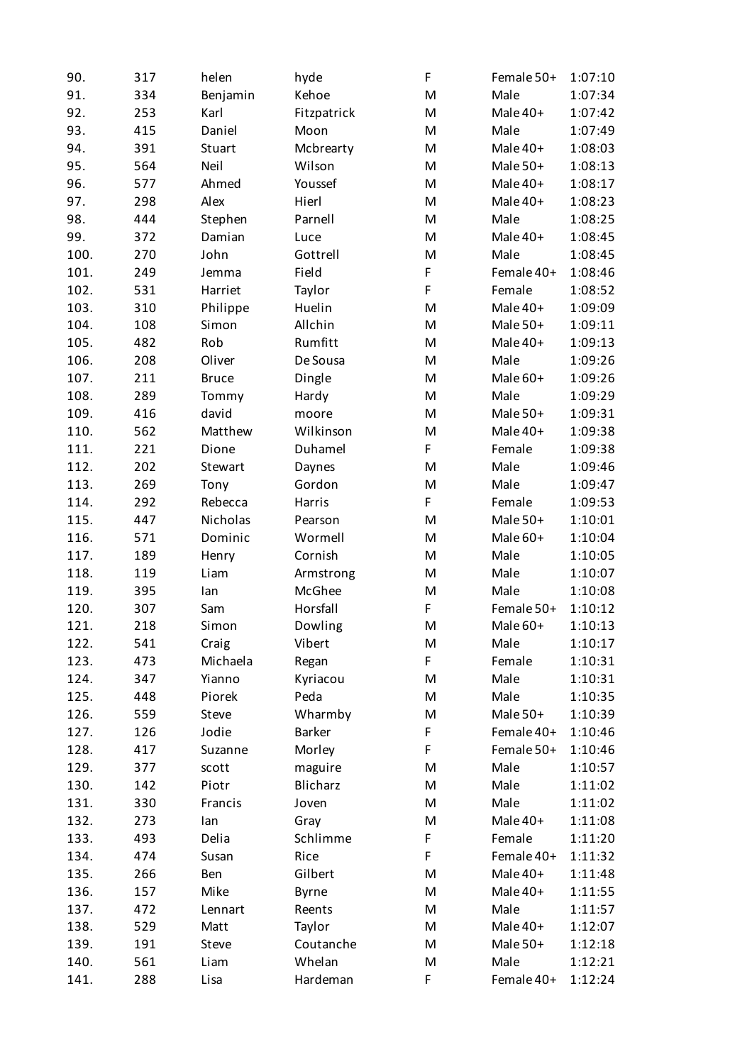| | | | | | | |
|---|---|---|---|---|---|---|
| 90. | 317 | helen | hyde | F | Female 50+ | 1:07:10 |
| 91. | 334 | Benjamin | Kehoe | M | Male | 1:07:34 |
| 92. | 253 | Karl | Fitzpatrick | M | Male 40+ | 1:07:42 |
| 93. | 415 | Daniel | Moon | M | Male | 1:07:49 |
| 94. | 391 | Stuart | Mcbrearty | M | Male 40+ | 1:08:03 |
| 95. | 564 | Neil | Wilson | M | Male 50+ | 1:08:13 |
| 96. | 577 | Ahmed | Youssef | M | Male 40+ | 1:08:17 |
| 97. | 298 | Alex | Hierl | M | Male 40+ | 1:08:23 |
| 98. | 444 | Stephen | Parnell | M | Male | 1:08:25 |
| 99. | 372 | Damian | Luce | M | Male 40+ | 1:08:45 |
| 100. | 270 | John | Gottrell | M | Male | 1:08:45 |
| 101. | 249 | Jemma | Field | F | Female 40+ | 1:08:46 |
| 102. | 531 | Harriet | Taylor | F | Female | 1:08:52 |
| 103. | 310 | Philippe | Huelin | M | Male 40+ | 1:09:09 |
| 104. | 108 | Simon | Allchin | M | Male 50+ | 1:09:11 |
| 105. | 482 | Rob | Rumfitt | M | Male 40+ | 1:09:13 |
| 106. | 208 | Oliver | De Sousa | M | Male | 1:09:26 |
| 107. | 211 | Bruce | Dingle | M | Male 60+ | 1:09:26 |
| 108. | 289 | Tommy | Hardy | M | Male | 1:09:29 |
| 109. | 416 | david | moore | M | Male 50+ | 1:09:31 |
| 110. | 562 | Matthew | Wilkinson | M | Male 40+ | 1:09:38 |
| 111. | 221 | Dione | Duhamel | F | Female | 1:09:38 |
| 112. | 202 | Stewart | Daynes | M | Male | 1:09:46 |
| 113. | 269 | Tony | Gordon | M | Male | 1:09:47 |
| 114. | 292 | Rebecca | Harris | F | Female | 1:09:53 |
| 115. | 447 | Nicholas | Pearson | M | Male 50+ | 1:10:01 |
| 116. | 571 | Dominic | Wormell | M | Male 60+ | 1:10:04 |
| 117. | 189 | Henry | Cornish | M | Male | 1:10:05 |
| 118. | 119 | Liam | Armstrong | M | Male | 1:10:07 |
| 119. | 395 | Ian | McGhee | M | Male | 1:10:08 |
| 120. | 307 | Sam | Horsfall | F | Female 50+ | 1:10:12 |
| 121. | 218 | Simon | Dowling | M | Male 60+ | 1:10:13 |
| 122. | 541 | Craig | Vibert | M | Male | 1:10:17 |
| 123. | 473 | Michaela | Regan | F | Female | 1:10:31 |
| 124. | 347 | Yianno | Kyriacou | M | Male | 1:10:31 |
| 125. | 448 | Piorek | Peda | M | Male | 1:10:35 |
| 126. | 559 | Steve | Wharmby | M | Male 50+ | 1:10:39 |
| 127. | 126 | Jodie | Barker | F | Female 40+ | 1:10:46 |
| 128. | 417 | Suzanne | Morley | F | Female 50+ | 1:10:46 |
| 129. | 377 | scott | maguire | M | Male | 1:10:57 |
| 130. | 142 | Piotr | Blicharz | M | Male | 1:11:02 |
| 131. | 330 | Francis | Joven | M | Male | 1:11:02 |
| 132. | 273 | Ian | Gray | M | Male 40+ | 1:11:08 |
| 133. | 493 | Delia | Schlimme | F | Female | 1:11:20 |
| 134. | 474 | Susan | Rice | F | Female 40+ | 1:11:32 |
| 135. | 266 | Ben | Gilbert | M | Male 40+ | 1:11:48 |
| 136. | 157 | Mike | Byrne | M | Male 40+ | 1:11:55 |
| 137. | 472 | Lennart | Reents | M | Male | 1:11:57 |
| 138. | 529 | Matt | Taylor | M | Male 40+ | 1:12:07 |
| 139. | 191 | Steve | Coutanche | M | Male 50+ | 1:12:18 |
| 140. | 561 | Liam | Whelan | M | Male | 1:12:21 |
| 141. | 288 | Lisa | Hardeman | F | Female 40+ | 1:12:24 |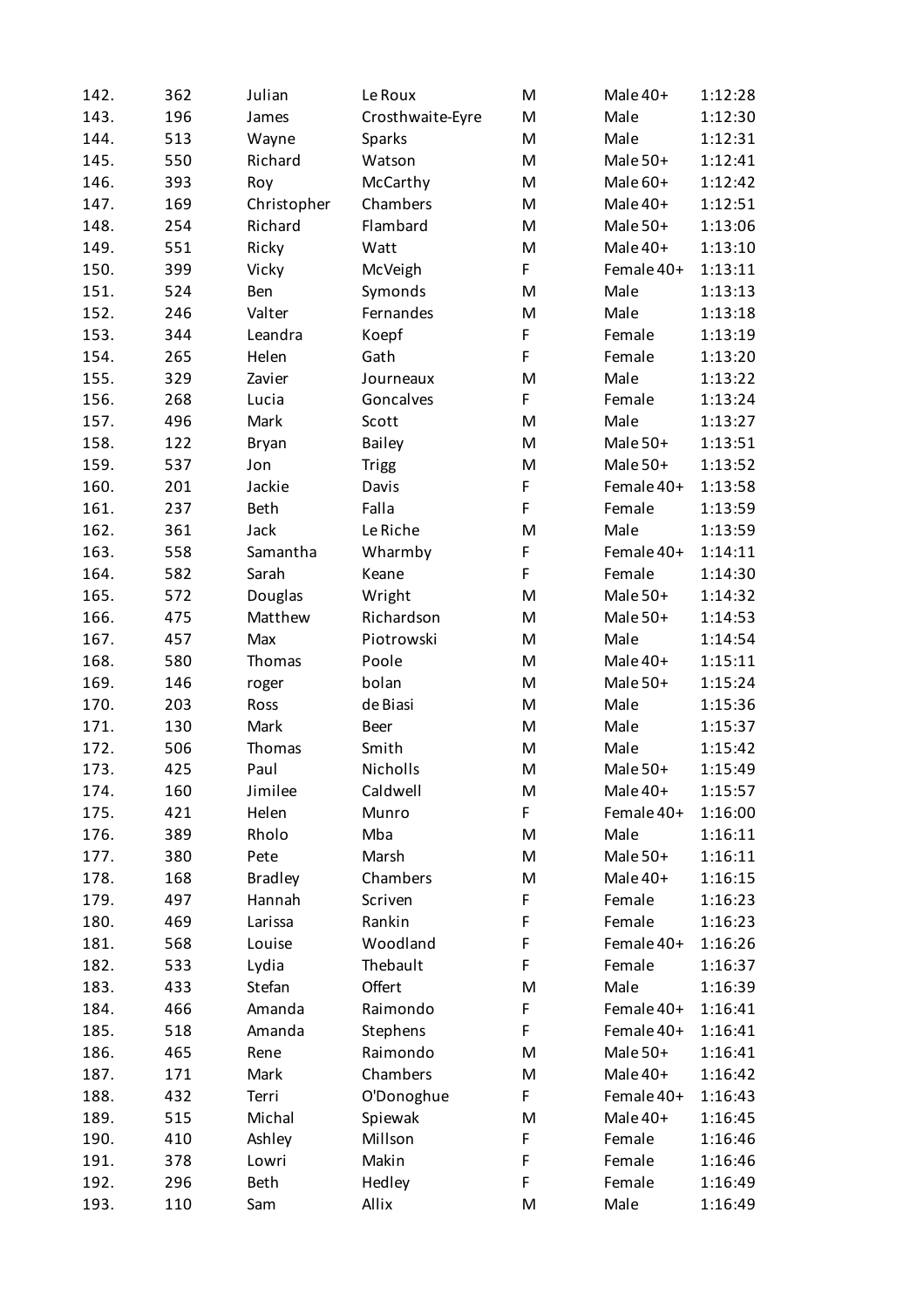| | | | | | | |
|---|---|---|---|---|---|---|
| 142. | 362 | Julian | Le Roux | M | Male 40+ | 1:12:28 |
| 143. | 196 | James | Crosthwaite-Eyre | M | Male | 1:12:30 |
| 144. | 513 | Wayne | Sparks | M | Male | 1:12:31 |
| 145. | 550 | Richard | Watson | M | Male 50+ | 1:12:41 |
| 146. | 393 | Roy | McCarthy | M | Male 60+ | 1:12:42 |
| 147. | 169 | Christopher | Chambers | M | Male 40+ | 1:12:51 |
| 148. | 254 | Richard | Flambard | M | Male 50+ | 1:13:06 |
| 149. | 551 | Ricky | Watt | M | Male 40+ | 1:13:10 |
| 150. | 399 | Vicky | McVeigh | F | Female 40+ | 1:13:11 |
| 151. | 524 | Ben | Symonds | M | Male | 1:13:13 |
| 152. | 246 | Valter | Fernandes | M | Male | 1:13:18 |
| 153. | 344 | Leandra | Koepf | F | Female | 1:13:19 |
| 154. | 265 | Helen | Gath | F | Female | 1:13:20 |
| 155. | 329 | Zavier | Journeaux | M | Male | 1:13:22 |
| 156. | 268 | Lucia | Goncalves | F | Female | 1:13:24 |
| 157. | 496 | Mark | Scott | M | Male | 1:13:27 |
| 158. | 122 | Bryan | Bailey | M | Male 50+ | 1:13:51 |
| 159. | 537 | Jon | Trigg | M | Male 50+ | 1:13:52 |
| 160. | 201 | Jackie | Davis | F | Female 40+ | 1:13:58 |
| 161. | 237 | Beth | Falla | F | Female | 1:13:59 |
| 162. | 361 | Jack | Le Riche | M | Male | 1:13:59 |
| 163. | 558 | Samantha | Wharmby | F | Female 40+ | 1:14:11 |
| 164. | 582 | Sarah | Keane | F | Female | 1:14:30 |
| 165. | 572 | Douglas | Wright | M | Male 50+ | 1:14:32 |
| 166. | 475 | Matthew | Richardson | M | Male 50+ | 1:14:53 |
| 167. | 457 | Max | Piotrowski | M | Male | 1:14:54 |
| 168. | 580 | Thomas | Poole | M | Male 40+ | 1:15:11 |
| 169. | 146 | roger | bolan | M | Male 50+ | 1:15:24 |
| 170. | 203 | Ross | de Biasi | M | Male | 1:15:36 |
| 171. | 130 | Mark | Beer | M | Male | 1:15:37 |
| 172. | 506 | Thomas | Smith | M | Male | 1:15:42 |
| 173. | 425 | Paul | Nicholls | M | Male 50+ | 1:15:49 |
| 174. | 160 | Jimilee | Caldwell | M | Male 40+ | 1:15:57 |
| 175. | 421 | Helen | Munro | F | Female 40+ | 1:16:00 |
| 176. | 389 | Rholo | Mba | M | Male | 1:16:11 |
| 177. | 380 | Pete | Marsh | M | Male 50+ | 1:16:11 |
| 178. | 168 | Bradley | Chambers | M | Male 40+ | 1:16:15 |
| 179. | 497 | Hannah | Scriven | F | Female | 1:16:23 |
| 180. | 469 | Larissa | Rankin | F | Female | 1:16:23 |
| 181. | 568 | Louise | Woodland | F | Female 40+ | 1:16:26 |
| 182. | 533 | Lydia | Thebault | F | Female | 1:16:37 |
| 183. | 433 | Stefan | Offert | M | Male | 1:16:39 |
| 184. | 466 | Amanda | Raimondo | F | Female 40+ | 1:16:41 |
| 185. | 518 | Amanda | Stephens | F | Female 40+ | 1:16:41 |
| 186. | 465 | Rene | Raimondo | M | Male 50+ | 1:16:41 |
| 187. | 171 | Mark | Chambers | M | Male 40+ | 1:16:42 |
| 188. | 432 | Terri | O'Donoghue | F | Female 40+ | 1:16:43 |
| 189. | 515 | Michal | Spiewak | M | Male 40+ | 1:16:45 |
| 190. | 410 | Ashley | Millson | F | Female | 1:16:46 |
| 191. | 378 | Lowri | Makin | F | Female | 1:16:46 |
| 192. | 296 | Beth | Hedley | F | Female | 1:16:49 |
| 193. | 110 | Sam | Allix | M | Male | 1:16:49 |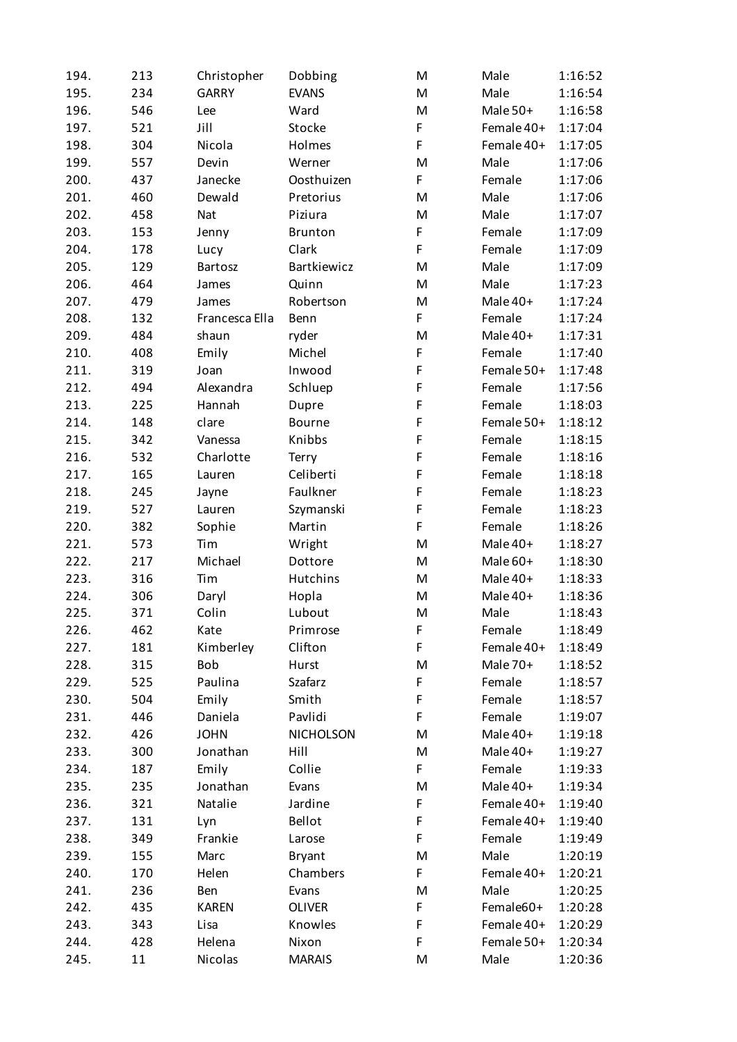| | | | | | | |
|---|---|---|---|---|---|---|
| 194. | 213 | Christopher | Dobbing | M | Male | 1:16:52 |
| 195. | 234 | GARRY | EVANS | M | Male | 1:16:54 |
| 196. | 546 | Lee | Ward | M | Male 50+ | 1:16:58 |
| 197. | 521 | Jill | Stocke | F | Female 40+ | 1:17:04 |
| 198. | 304 | Nicola | Holmes | F | Female 40+ | 1:17:05 |
| 199. | 557 | Devin | Werner | M | Male | 1:17:06 |
| 200. | 437 | Janecke | Oosthuizen | F | Female | 1:17:06 |
| 201. | 460 | Dewald | Pretorius | M | Male | 1:17:06 |
| 202. | 458 | Nat | Piziura | M | Male | 1:17:07 |
| 203. | 153 | Jenny | Brunton | F | Female | 1:17:09 |
| 204. | 178 | Lucy | Clark | F | Female | 1:17:09 |
| 205. | 129 | Bartosz | Bartkiewicz | M | Male | 1:17:09 |
| 206. | 464 | James | Quinn | M | Male | 1:17:23 |
| 207. | 479 | James | Robertson | M | Male 40+ | 1:17:24 |
| 208. | 132 | Francesca Ella | Benn | F | Female | 1:17:24 |
| 209. | 484 | shaun | ryder | M | Male 40+ | 1:17:31 |
| 210. | 408 | Emily | Michel | F | Female | 1:17:40 |
| 211. | 319 | Joan | Inwood | F | Female 50+ | 1:17:48 |
| 212. | 494 | Alexandra | Schluep | F | Female | 1:17:56 |
| 213. | 225 | Hannah | Dupre | F | Female | 1:18:03 |
| 214. | 148 | clare | Bourne | F | Female 50+ | 1:18:12 |
| 215. | 342 | Vanessa | Knibbs | F | Female | 1:18:15 |
| 216. | 532 | Charlotte | Terry | F | Female | 1:18:16 |
| 217. | 165 | Lauren | Celiberti | F | Female | 1:18:18 |
| 218. | 245 | Jayne | Faulkner | F | Female | 1:18:23 |
| 219. | 527 | Lauren | Szymanski | F | Female | 1:18:23 |
| 220. | 382 | Sophie | Martin | F | Female | 1:18:26 |
| 221. | 573 | Tim | Wright | M | Male 40+ | 1:18:27 |
| 222. | 217 | Michael | Dottore | M | Male 60+ | 1:18:30 |
| 223. | 316 | Tim | Hutchins | M | Male 40+ | 1:18:33 |
| 224. | 306 | Daryl | Hopla | M | Male 40+ | 1:18:36 |
| 225. | 371 | Colin | Lubout | M | Male | 1:18:43 |
| 226. | 462 | Kate | Primrose | F | Female | 1:18:49 |
| 227. | 181 | Kimberley | Clifton | F | Female 40+ | 1:18:49 |
| 228. | 315 | Bob | Hurst | M | Male 70+ | 1:18:52 |
| 229. | 525 | Paulina | Szafarz | F | Female | 1:18:57 |
| 230. | 504 | Emily | Smith | F | Female | 1:18:57 |
| 231. | 446 | Daniela | Pavlidi | F | Female | 1:19:07 |
| 232. | 426 | JOHN | NICHOLSON | M | Male 40+ | 1:19:18 |
| 233. | 300 | Jonathan | Hill | M | Male 40+ | 1:19:27 |
| 234. | 187 | Emily | Collie | F | Female | 1:19:33 |
| 235. | 235 | Jonathan | Evans | M | Male 40+ | 1:19:34 |
| 236. | 321 | Natalie | Jardine | F | Female 40+ | 1:19:40 |
| 237. | 131 | Lyn | Bellot | F | Female 40+ | 1:19:40 |
| 238. | 349 | Frankie | Larose | F | Female | 1:19:49 |
| 239. | 155 | Marc | Bryant | M | Male | 1:20:19 |
| 240. | 170 | Helen | Chambers | F | Female 40+ | 1:20:21 |
| 241. | 236 | Ben | Evans | M | Male | 1:20:25 |
| 242. | 435 | KAREN | OLIVER | F | Female60+ | 1:20:28 |
| 243. | 343 | Lisa | Knowles | F | Female 40+ | 1:20:29 |
| 244. | 428 | Helena | Nixon | F | Female 50+ | 1:20:34 |
| 245. | 11 | Nicolas | MARAIS | M | Male | 1:20:36 |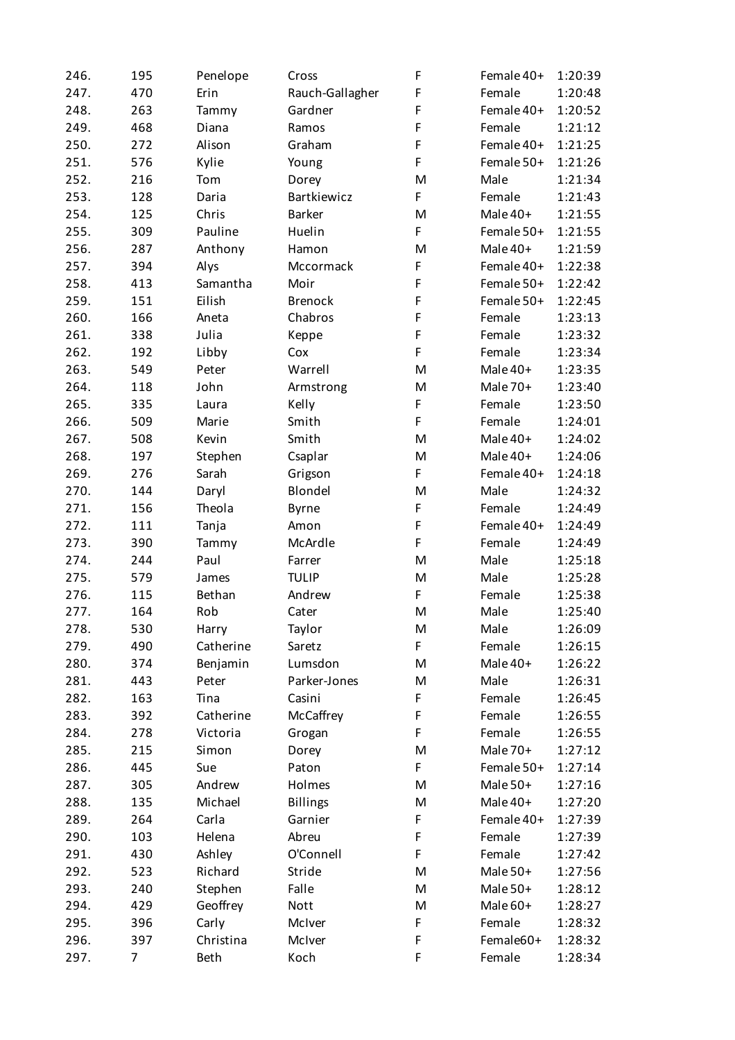| | | | | | | |
|---|---|---|---|---|---|---|
| 246. | 195 | Penelope | Cross | F | Female 40+ | 1:20:39 |
| 247. | 470 | Erin | Rauch-Gallagher | F | Female | 1:20:48 |
| 248. | 263 | Tammy | Gardner | F | Female 40+ | 1:20:52 |
| 249. | 468 | Diana | Ramos | F | Female | 1:21:12 |
| 250. | 272 | Alison | Graham | F | Female 40+ | 1:21:25 |
| 251. | 576 | Kylie | Young | F | Female 50+ | 1:21:26 |
| 252. | 216 | Tom | Dorey | M | Male | 1:21:34 |
| 253. | 128 | Daria | Bartkiewicz | F | Female | 1:21:43 |
| 254. | 125 | Chris | Barker | M | Male 40+ | 1:21:55 |
| 255. | 309 | Pauline | Huelin | F | Female 50+ | 1:21:55 |
| 256. | 287 | Anthony | Hamon | M | Male 40+ | 1:21:59 |
| 257. | 394 | Alys | Mccormack | F | Female 40+ | 1:22:38 |
| 258. | 413 | Samantha | Moir | F | Female 50+ | 1:22:42 |
| 259. | 151 | Eilish | Brenock | F | Female 50+ | 1:22:45 |
| 260. | 166 | Aneta | Chabros | F | Female | 1:23:13 |
| 261. | 338 | Julia | Keppe | F | Female | 1:23:32 |
| 262. | 192 | Libby | Cox | F | Female | 1:23:34 |
| 263. | 549 | Peter | Warrell | M | Male 40+ | 1:23:35 |
| 264. | 118 | John | Armstrong | M | Male 70+ | 1:23:40 |
| 265. | 335 | Laura | Kelly | F | Female | 1:23:50 |
| 266. | 509 | Marie | Smith | F | Female | 1:24:01 |
| 267. | 508 | Kevin | Smith | M | Male 40+ | 1:24:02 |
| 268. | 197 | Stephen | Csaplar | M | Male 40+ | 1:24:06 |
| 269. | 276 | Sarah | Grigson | F | Female 40+ | 1:24:18 |
| 270. | 144 | Daryl | Blondel | M | Male | 1:24:32 |
| 271. | 156 | Theola | Byrne | F | Female | 1:24:49 |
| 272. | 111 | Tanja | Amon | F | Female 40+ | 1:24:49 |
| 273. | 390 | Tammy | McArdle | F | Female | 1:24:49 |
| 274. | 244 | Paul | Farrer | M | Male | 1:25:18 |
| 275. | 579 | James | TULIP | M | Male | 1:25:28 |
| 276. | 115 | Bethan | Andrew | F | Female | 1:25:38 |
| 277. | 164 | Rob | Cater | M | Male | 1:25:40 |
| 278. | 530 | Harry | Taylor | M | Male | 1:26:09 |
| 279. | 490 | Catherine | Saretz | F | Female | 1:26:15 |
| 280. | 374 | Benjamin | Lumsdon | M | Male 40+ | 1:26:22 |
| 281. | 443 | Peter | Parker-Jones | M | Male | 1:26:31 |
| 282. | 163 | Tina | Casini | F | Female | 1:26:45 |
| 283. | 392 | Catherine | McCaffrey | F | Female | 1:26:55 |
| 284. | 278 | Victoria | Grogan | F | Female | 1:26:55 |
| 285. | 215 | Simon | Dorey | M | Male 70+ | 1:27:12 |
| 286. | 445 | Sue | Paton | F | Female 50+ | 1:27:14 |
| 287. | 305 | Andrew | Holmes | M | Male 50+ | 1:27:16 |
| 288. | 135 | Michael | Billings | M | Male 40+ | 1:27:20 |
| 289. | 264 | Carla | Garnier | F | Female 40+ | 1:27:39 |
| 290. | 103 | Helena | Abreu | F | Female | 1:27:39 |
| 291. | 430 | Ashley | O'Connell | F | Female | 1:27:42 |
| 292. | 523 | Richard | Stride | M | Male 50+ | 1:27:56 |
| 293. | 240 | Stephen | Falle | M | Male 50+ | 1:28:12 |
| 294. | 429 | Geoffrey | Nott | M | Male 60+ | 1:28:27 |
| 295. | 396 | Carly | McIver | F | Female | 1:28:32 |
| 296. | 397 | Christina | McIver | F | Female60+ | 1:28:32 |
| 297. | 7 | Beth | Koch | F | Female | 1:28:34 |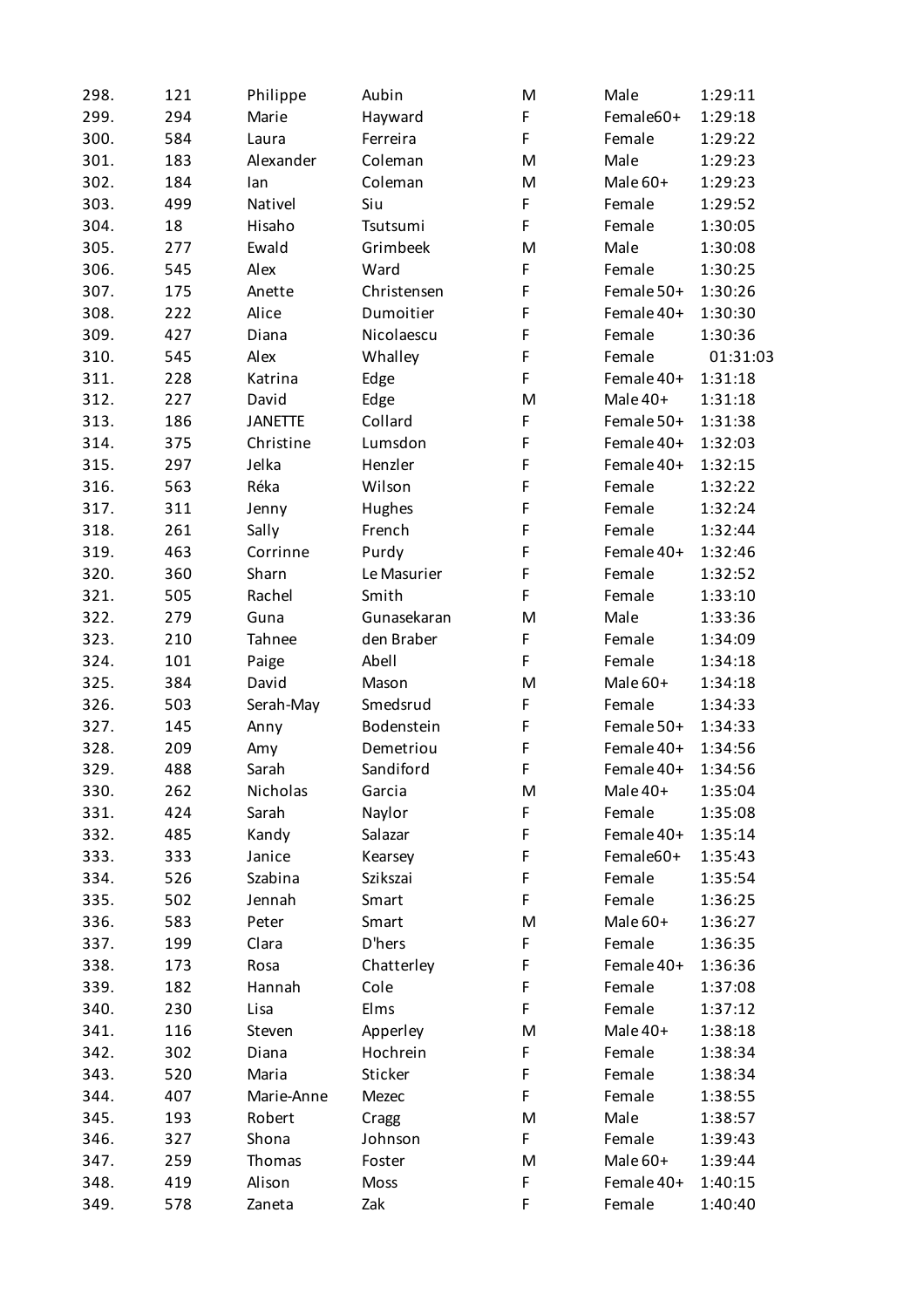| | | | | | | |
|---|---|---|---|---|---|---|
| 298. | 121 | Philippe | Aubin | M | Male | 1:29:11 |
| 299. | 294 | Marie | Hayward | F | Female60+ | 1:29:18 |
| 300. | 584 | Laura | Ferreira | F | Female | 1:29:22 |
| 301. | 183 | Alexander | Coleman | M | Male | 1:29:23 |
| 302. | 184 | Ian | Coleman | M | Male 60+ | 1:29:23 |
| 303. | 499 | Nativel | Siu | F | Female | 1:29:52 |
| 304. | 18 | Hisaho | Tsutsumi | F | Female | 1:30:05 |
| 305. | 277 | Ewald | Grimbeek | M | Male | 1:30:08 |
| 306. | 545 | Alex | Ward | F | Female | 1:30:25 |
| 307. | 175 | Anette | Christensen | F | Female 50+ | 1:30:26 |
| 308. | 222 | Alice | Dumoitier | F | Female 40+ | 1:30:30 |
| 309. | 427 | Diana | Nicolaescu | F | Female | 1:30:36 |
| 310. | 545 | Alex | Whalley | F | Female | 01:31:03 |
| 311. | 228 | Katrina | Edge | F | Female 40+ | 1:31:18 |
| 312. | 227 | David | Edge | M | Male 40+ | 1:31:18 |
| 313. | 186 | JANETTE | Collard | F | Female 50+ | 1:31:38 |
| 314. | 375 | Christine | Lumsdon | F | Female 40+ | 1:32:03 |
| 315. | 297 | Jelka | Henzler | F | Female 40+ | 1:32:15 |
| 316. | 563 | Réka | Wilson | F | Female | 1:32:22 |
| 317. | 311 | Jenny | Hughes | F | Female | 1:32:24 |
| 318. | 261 | Sally | French | F | Female | 1:32:44 |
| 319. | 463 | Corrinne | Purdy | F | Female 40+ | 1:32:46 |
| 320. | 360 | Sharn | Le Masurier | F | Female | 1:32:52 |
| 321. | 505 | Rachel | Smith | F | Female | 1:33:10 |
| 322. | 279 | Guna | Gunasekaran | M | Male | 1:33:36 |
| 323. | 210 | Tahnee | den Braber | F | Female | 1:34:09 |
| 324. | 101 | Paige | Abell | F | Female | 1:34:18 |
| 325. | 384 | David | Mason | M | Male 60+ | 1:34:18 |
| 326. | 503 | Serah-May | Smedsrud | F | Female | 1:34:33 |
| 327. | 145 | Anny | Bodenstein | F | Female 50+ | 1:34:33 |
| 328. | 209 | Amy | Demetriou | F | Female 40+ | 1:34:56 |
| 329. | 488 | Sarah | Sandiford | F | Female 40+ | 1:34:56 |
| 330. | 262 | Nicholas | Garcia | M | Male 40+ | 1:35:04 |
| 331. | 424 | Sarah | Naylor | F | Female | 1:35:08 |
| 332. | 485 | Kandy | Salazar | F | Female 40+ | 1:35:14 |
| 333. | 333 | Janice | Kearsey | F | Female60+ | 1:35:43 |
| 334. | 526 | Szabina | Szikszai | F | Female | 1:35:54 |
| 335. | 502 | Jennah | Smart | F | Female | 1:36:25 |
| 336. | 583 | Peter | Smart | M | Male 60+ | 1:36:27 |
| 337. | 199 | Clara | D'hers | F | Female | 1:36:35 |
| 338. | 173 | Rosa | Chatterley | F | Female 40+ | 1:36:36 |
| 339. | 182 | Hannah | Cole | F | Female | 1:37:08 |
| 340. | 230 | Lisa | Elms | F | Female | 1:37:12 |
| 341. | 116 | Steven | Apperley | M | Male 40+ | 1:38:18 |
| 342. | 302 | Diana | Hochrein | F | Female | 1:38:34 |
| 343. | 520 | Maria | Sticker | F | Female | 1:38:34 |
| 344. | 407 | Marie-Anne | Mezec | F | Female | 1:38:55 |
| 345. | 193 | Robert | Cragg | M | Male | 1:38:57 |
| 346. | 327 | Shona | Johnson | F | Female | 1:39:43 |
| 347. | 259 | Thomas | Foster | M | Male 60+ | 1:39:44 |
| 348. | 419 | Alison | Moss | F | Female 40+ | 1:40:15 |
| 349. | 578 | Zaneta | Zak | F | Female | 1:40:40 |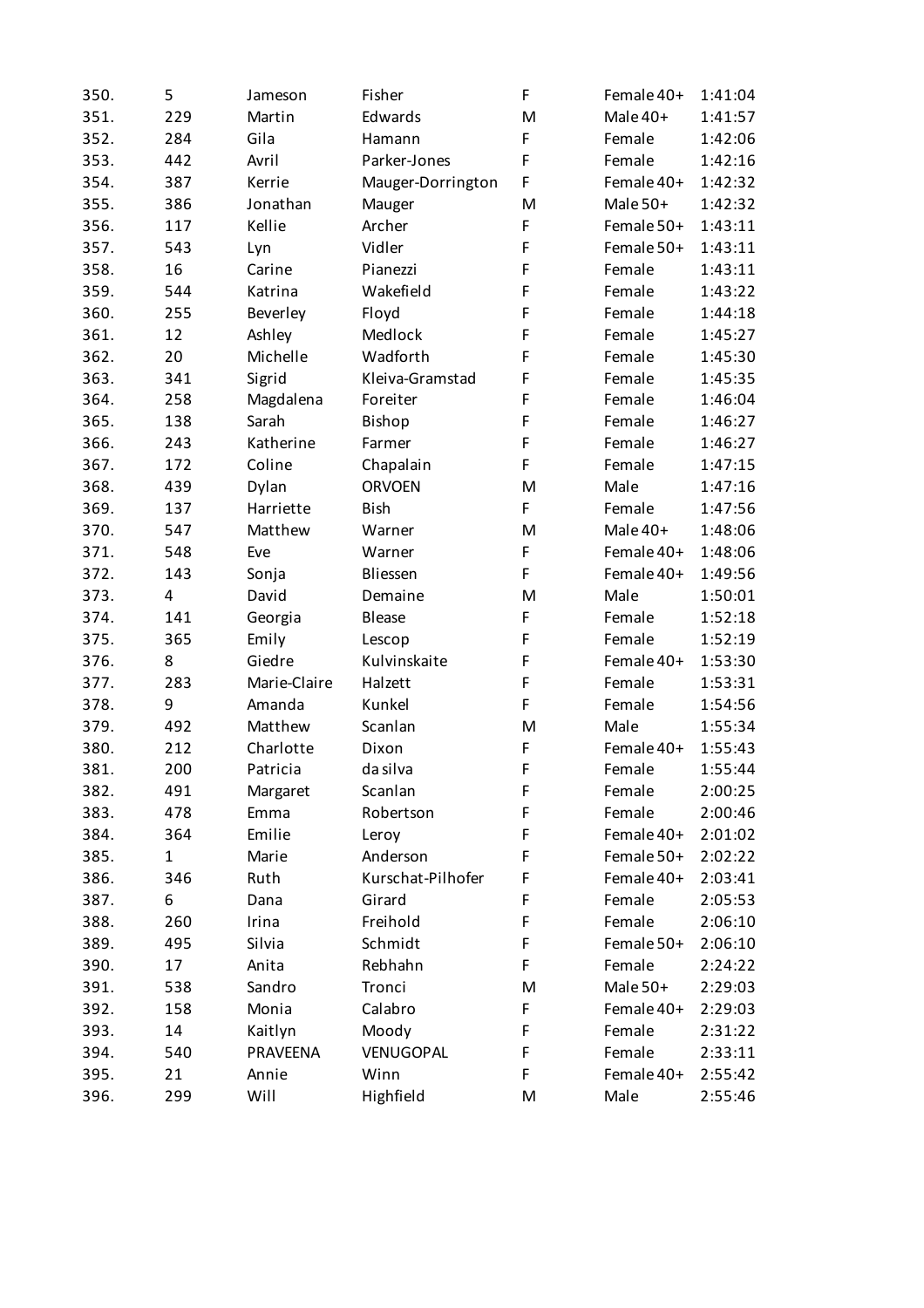| | | | | | | |
|---|---|---|---|---|---|---|
| 350. | 5 | Jameson | Fisher | F | Female 40+ | 1:41:04 |
| 351. | 229 | Martin | Edwards | M | Male 40+ | 1:41:57 |
| 352. | 284 | Gila | Hamann | F | Female | 1:42:06 |
| 353. | 442 | Avril | Parker-Jones | F | Female | 1:42:16 |
| 354. | 387 | Kerrie | Mauger-Dorrington | F | Female 40+ | 1:42:32 |
| 355. | 386 | Jonathan | Mauger | M | Male 50+ | 1:42:32 |
| 356. | 117 | Kellie | Archer | F | Female 50+ | 1:43:11 |
| 357. | 543 | Lyn | Vidler | F | Female 50+ | 1:43:11 |
| 358. | 16 | Carine | Pianezzi | F | Female | 1:43:11 |
| 359. | 544 | Katrina | Wakefield | F | Female | 1:43:22 |
| 360. | 255 | Beverley | Floyd | F | Female | 1:44:18 |
| 361. | 12 | Ashley | Medlock | F | Female | 1:45:27 |
| 362. | 20 | Michelle | Wadforth | F | Female | 1:45:30 |
| 363. | 341 | Sigrid | Kleiva-Gramstad | F | Female | 1:45:35 |
| 364. | 258 | Magdalena | Foreiter | F | Female | 1:46:04 |
| 365. | 138 | Sarah | Bishop | F | Female | 1:46:27 |
| 366. | 243 | Katherine | Farmer | F | Female | 1:46:27 |
| 367. | 172 | Coline | Chapalain | F | Female | 1:47:15 |
| 368. | 439 | Dylan | ORVOEN | M | Male | 1:47:16 |
| 369. | 137 | Harriette | Bish | F | Female | 1:47:56 |
| 370. | 547 | Matthew | Warner | M | Male 40+ | 1:48:06 |
| 371. | 548 | Eve | Warner | F | Female 40+ | 1:48:06 |
| 372. | 143 | Sonja | Bliessen | F | Female 40+ | 1:49:56 |
| 373. | 4 | David | Demaine | M | Male | 1:50:01 |
| 374. | 141 | Georgia | Blease | F | Female | 1:52:18 |
| 375. | 365 | Emily | Lescop | F | Female | 1:52:19 |
| 376. | 8 | Giedre | Kulvinskaite | F | Female 40+ | 1:53:30 |
| 377. | 283 | Marie-Claire | Halzett | F | Female | 1:53:31 |
| 378. | 9 | Amanda | Kunkel | F | Female | 1:54:56 |
| 379. | 492 | Matthew | Scanlan | M | Male | 1:55:34 |
| 380. | 212 | Charlotte | Dixon | F | Female 40+ | 1:55:43 |
| 381. | 200 | Patricia | da silva | F | Female | 1:55:44 |
| 382. | 491 | Margaret | Scanlan | F | Female | 2:00:25 |
| 383. | 478 | Emma | Robertson | F | Female | 2:00:46 |
| 384. | 364 | Emilie | Leroy | F | Female 40+ | 2:01:02 |
| 385. | 1 | Marie | Anderson | F | Female 50+ | 2:02:22 |
| 386. | 346 | Ruth | Kurschat-Pilhofer | F | Female 40+ | 2:03:41 |
| 387. | 6 | Dana | Girard | F | Female | 2:05:53 |
| 388. | 260 | Irina | Freihold | F | Female | 2:06:10 |
| 389. | 495 | Silvia | Schmidt | F | Female 50+ | 2:06:10 |
| 390. | 17 | Anita | Rebhahn | F | Female | 2:24:22 |
| 391. | 538 | Sandro | Tronci | M | Male 50+ | 2:29:03 |
| 392. | 158 | Monia | Calabro | F | Female 40+ | 2:29:03 |
| 393. | 14 | Kaitlyn | Moody | F | Female | 2:31:22 |
| 394. | 540 | PRAVEENA | VENUGOPAL | F | Female | 2:33:11 |
| 395. | 21 | Annie | Winn | F | Female 40+ | 2:55:42 |
| 396. | 299 | Will | Highfield | M | Male | 2:55:46 |